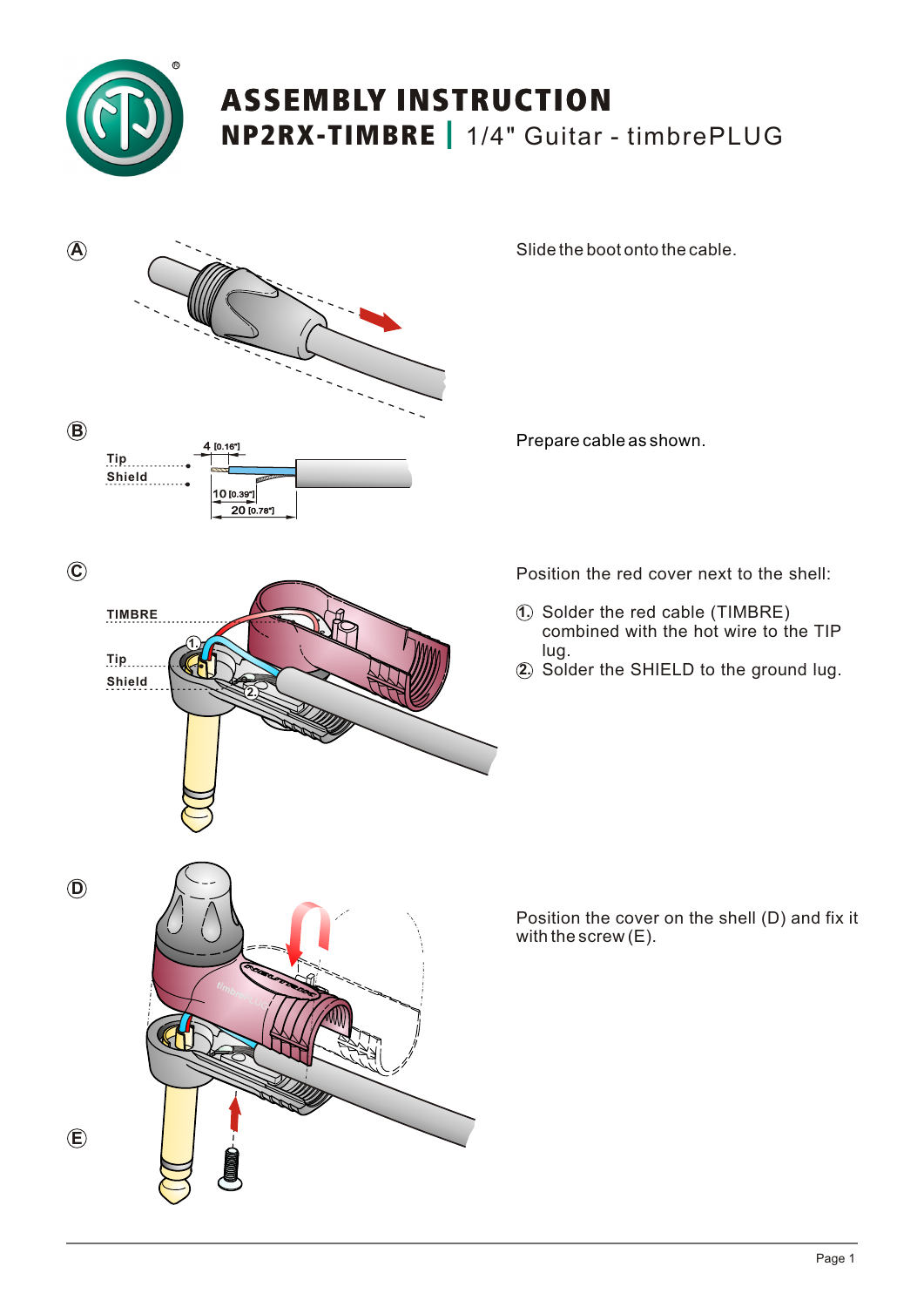# ASSEMBLY INSTRUCTION

## NP2RX-TIMBRE | 1/4" Guitar - timbrePLUG

**A**

Slide the boot onto the cable.

**B**

Tip
Shield

4 [0.16"]
10 [0.39"]
20 [0.78"]

Prepare cable as shown.

**C**

TIMBRE
Tip
Shield

Position the red cover next to the shell:

1. Solder the red cable (TIMBRE) combined with the hot wire to the TIP lug.
2. Solder the SHIELD to the ground lug.

**D**

**E**

Position the cover on the shell (D) and fix it with the screw (E).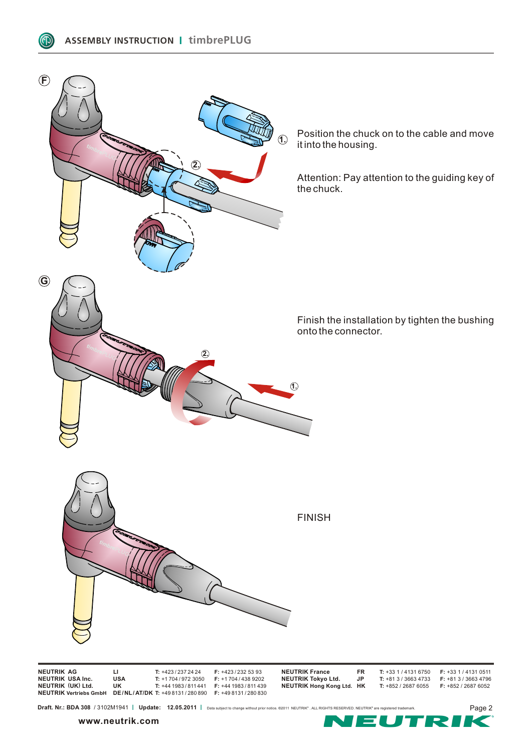**F**

Position the chuck on to the cable and move it into the housing.

Attention: Pay attention to the guiding key of the chuck.

**G**

Finish the installation by tighten the bushing onto the connector.

FINISH

| | | | | | | | |
|---|---|---|---|---|---|---|---|
| **NEUTRIK AG** | **LI** | **T:** +423 / 237 24 24 | **F:** +423 / 232 53 93 | **NEUTRIK France** | **FR** | **T:** +33 1 / 4131 6750 | **F:** +33 1 / 4131 0511 |
| **NEUTRIK USA Inc.** | **USA** | **T:** +1 704 / 972 3050 | **F:** +1 704 / 438 9202 | **NEUTRIK Tokyo Ltd.** | **JP** | **T:** +81 3 / 3663 4733 | **F:** +81 3 / 3663 4796 |
| **NEUTRIK (UK) Ltd.** | **UK** | **T:** +44 1983 / 811 441 | **F:** +44 1983 / 811 439 | **NEUTRIK Hong Kong Ltd.** | **HK** | **T:** +852 / 2687 6055 | **F:** +852 / 2687 6052 |
| **NEUTRIK Vertriebs GmbH** | **DE / NL / AT / DK** | **T:** +49 8131 / 280 890 | **F:** +49 8131 / 280 830 | | | | |

**Draft. Nr.: BDA 308** / 3102M1941 | **Update: 12.05.2011** | Data subject to change without prior notice. ©2011 NEUTRIK® . ALL RIGHTS RESERVED. NEUTRIK® are registered trademark.

**www.neutrik.com**

NEUTRIK®